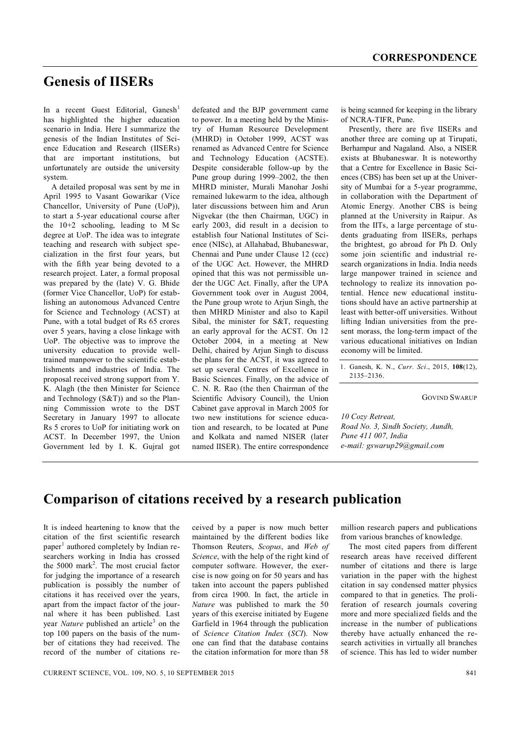# Genesis of IISERs

In a recent Guest Editorial, Ganesh[1] has highlighted the higher education scenario in India. Here I summarize the genesis of the Indian Institutes of Science Education and Research (IISERs) that are important institutions, but unfortunately are outside the university system.

A detailed proposal was sent by me in April 1995 to Vasant Gowarikar (Vice Chancellor, University of Pune (UoP)), to start a 5-year educational course after the 10+2 schooling, leading to M Sc degree at UoP. The idea was to integrate teaching and research with subject specialization in the first four years, but with the fifth year being devoted to a research project. Later, a formal proposal was prepared by the (late) V. G. Bhide (former Vice Chancellor, UoP) for establishing an autonomous Advanced Centre for Science and Technology (ACST) at Pune, with a total budget of Rs 65 crores over 5 years, having a close linkage with UoP. The objective was to improve the university education to provide well-trained manpower to the scientific establishments and industries of India. The proposal received strong support from Y. K. Alagh (the then Minister for Science and Technology (S&T)) and so the Planning Commission wrote to the DST Secretary in January 1997 to allocate Rs 5 crores to UoP for initiating work on ACST. In December 1997, the Union Government led by I. K. Gujral got defeated and the BJP government came to power. In a meeting held by the Ministry of Human Resource Development (MHRD) in October 1999, ACST was renamed as Advanced Centre for Science and Technology Education (ACSTE). Despite considerable follow-up by the Pune group during 1999–2002, the then MHRD minister, Murali Manohar Joshi remained lukewarm to the idea, although later discussions between him and Arun Nigvekar (the then Chairman, UGC) in early 2003, did result in a decision to establish four National Institutes of Science (NISc), at Allahabad, Bhubaneswar, Chennai and Pune under Clause 12 (ccc) of the UGC Act. However, the MHRD opined that this was not permissible under the UGC Act. Finally, after the UPA Government took over in August 2004, the Pune group wrote to Arjun Singh, the then MHRD Minister and also to Kapil Sibal, the minister for S&T, requesting an early approval for the ACST. On 12 October 2004, in a meeting at New Delhi, chaired by Arjun Singh to discuss the plans for the ACST, it was agreed to set up several Centres of Excellence in Basic Sciences. Finally, on the advice of C. N. R. Rao (the then Chairman of the Scientific Advisory Council), the Union Cabinet gave approval in March 2005 for two new institutions for science education and research, to be located at Pune and Kolkata and named NISER (later named IISER). The entire correspondence is being scanned for keeping in the library of NCRA-TIFR, Pune.

Presently, there are five IISERs and another three are coming up at Tirupati, Berhampur and Nagaland. Also, a NISER exists at Bhubaneswar. It is noteworthy that a Centre for Excellence in Basic Sciences (CBS) has been set up at the University of Mumbai for a 5-year programme, in collaboration with the Department of Atomic Energy. Another CBS is being planned at the University in Raipur. As from the IITs, a large percentage of students graduating from IISERs, perhaps the brightest, go abroad for Ph D. Only some join scientific and industrial research organizations in India. India needs large manpower trained in science and technology to realize its innovation potential. Hence new educational institutions should have an active partnership at least with better-off universities. Without lifting Indian universities from the present morass, the long-term impact of the various educational initiatives on Indian economy will be limited.

1. Ganesh, K. N., *Curr. Sci*., 2015, **108**(12), 2135–2136.

GOVIND SWARUP

*10 Cozy Retreat,*
*Road No. 3, Sindh Society, Aundh,*
*Pune 411 007, India*
*e-mail: gswarup29@gmail.com*

# Comparison of citations received by a research publication

It is indeed heartening to know that the citation of the first scientific research paper[1] authored completely by Indian researchers working in India has crossed the 5000 mark[2]. The most crucial factor for judging the importance of a research publication is possibly the number of citations it has received over the years, apart from the impact factor of the journal where it has been published. Last year *Nature* published an article[3] on the top 100 papers on the basis of the number of citations they had received. The record of the number of citations received by a paper is now much better maintained by the different bodies like Thomson Reuters, *Scopus*, and *Web of Science*, with the help of the right kind of computer software. However, the exercise is now going on for 50 years and has taken into account the papers published from circa 1900. In fact, the article in *Nature* was published to mark the 50 years of this exercise initiated by Eugene Garfield in 1964 through the publication of *Science Citation Index* (*SCI*). Now one can find that the database contains the citation information for more than 58 million research papers and publications from various branches of knowledge.

The most cited papers from different research areas have received different number of citations and there is large variation in the paper with the highest citation in say condensed matter physics compared to that in genetics. The proliferation of research journals covering more and more specialized fields and the increase in the number of publications thereby have actually enhanced the research activities in virtually all branches of science. This has led to wider number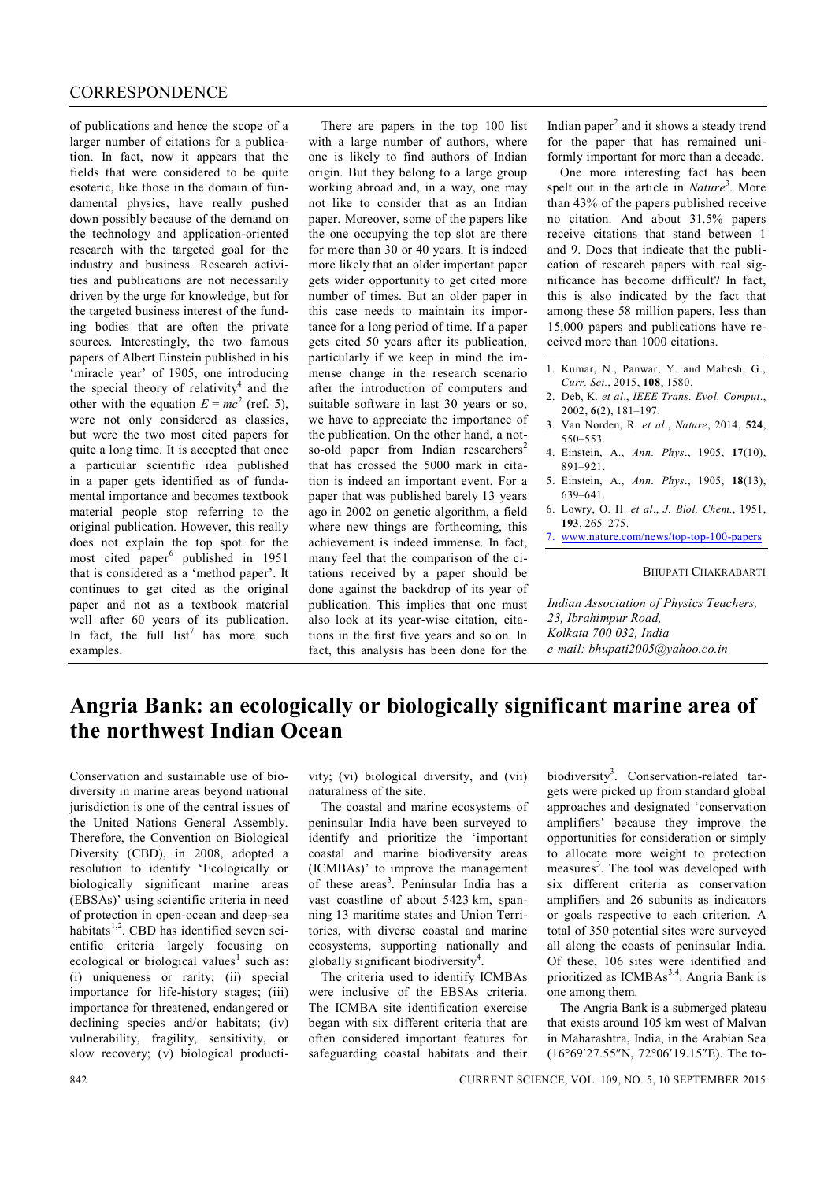of publications and hence the scope of a larger number of citations for a publication. In fact, now it appears that the fields that were considered to be quite esoteric, like those in the domain of fundamental physics, have really pushed down possibly because of the demand on the technology and application-oriented research with the targeted goal for the industry and business. Research activities and publications are not necessarily driven by the urge for knowledge, but for the targeted business interest of the funding bodies that are often the private sources. Interestingly, the two famous papers of Albert Einstein published in his 'miracle year' of 1905, one introducing the special theory of relativity[4] and the other with the equation $E = mc^2$ (ref. 5), were not only considered as classics, but were the two most cited papers for quite a long time. It is accepted that once a particular scientific idea published in a paper gets identified as of fundamental importance and becomes textbook material people stop referring to the original publication. However, this really does not explain the top spot for the most cited paper[6] published in 1951 that is considered as a 'method paper'. It continues to get cited as the original paper and not as a textbook material well after 60 years of its publication. In fact, the full list[7] has more such examples.

There are papers in the top 100 list with a large number of authors, where one is likely to find authors of Indian origin. But they belong to a large group working abroad and, in a way, one may not like to consider that as an Indian paper. Moreover, some of the papers like the one occupying the top slot are there for more than 30 or 40 years. It is indeed more likely that an older important paper gets wider opportunity to get cited more number of times. But an older paper in this case needs to maintain its importance for a long period of time. If a paper gets cited 50 years after its publication, particularly if we keep in mind the immense change in the research scenario after the introduction of computers and suitable software in last 30 years or so, we have to appreciate the importance of the publication. On the other hand, a not-so-old paper from Indian researchers[2] that has crossed the 5000 mark in citation is indeed an important event. For a paper that was published barely 13 years ago in 2002 on genetic algorithm, a field where new things are forthcoming, this achievement is indeed immense. In fact, many feel that the comparison of the citations received by a paper should be done against the backdrop of its year of publication. This implies that one must also look at its year-wise citation, citations in the first five years and so on. In fact, this analysis has been done for the Indian paper[2] and it shows a steady trend for the paper that has remained uniformly important for more than a decade.

One more interesting fact has been spelt out in the article in *Nature*[3]. More than 43% of the papers published receive no citation. And about 31.5% papers receive citations that stand between 1 and 9. Does that indicate that the publication of research papers with real significance has become difficult? In fact, this is also indicated by the fact that among these 58 million papers, less than 15,000 papers and publications have received more than 1000 citations.

1. Kumar, N., Panwar, Y. and Mahesh, G., *Curr. Sci.*, 2015, **108**, 1580.
2. Deb, K. *et al.*, *IEEE Trans. Evol. Comput.*, 2002, **6**(2), 181–197.
3. Van Norden, R. *et al.*, *Nature*, 2014, **524**, 550–553.
4. Einstein, A., *Ann. Phys.*, 1905, **17**(10), 891–921.
5. Einstein, A., *Ann. Phys.*, 1905, **18**(13), 639–641.
6. Lowry, O. H. *et al.*, *J. Biol. Chem.*, 1951, **193**, 265–275.
7. www.nature.com/news/top-top-100-papers

BHUPATI CHAKRABARTI

*Indian Association of Physics Teachers,*
*23, Ibrahimpur Road,*
*Kolkata 700 032, India*
*e-mail: bhupati2005@yahoo.co.in*

# Angria Bank: an ecologically or biologically significant marine area of the northwest Indian Ocean

Conservation and sustainable use of biodiversity in marine areas beyond national jurisdiction is one of the central issues of the United Nations General Assembly. Therefore, the Convention on Biological Diversity (CBD), in 2008, adopted a resolution to identify 'Ecologically or biologically significant marine areas (EBSAs)' using scientific criteria in need of protection in open-ocean and deep-sea habitats[1,2]. CBD has identified seven scientific criteria largely focusing on ecological or biological values[1] such as: (i) uniqueness or rarity; (ii) special importance for life-history stages; (iii) importance for threatened, endangered or declining species and/or habitats; (iv) vulnerability, fragility, sensitivity, or slow recovery; (v) biological productivity; (vi) biological diversity, and (vii) naturalness of the site.

The coastal and marine ecosystems of peninsular India have been surveyed to identify and prioritize the 'important coastal and marine biodiversity areas (ICMBAs)' to improve the management of these areas[3]. Peninsular India has a vast coastline of about 5423 km, spanning 13 maritime states and Union Territories, with diverse coastal and marine ecosystems, supporting nationally and globally significant biodiversity[4].

The criteria used to identify ICMBAs were inclusive of the EBSAs criteria. The ICMBA site identification exercise began with six different criteria that are often considered important features for safeguarding coastal habitats and their biodiversity[3]. Conservation-related targets were picked up from standard global approaches and designated 'conservation amplifiers' because they improve the opportunities for consideration or simply to allocate more weight to protection measures[3]. The tool was developed with six different criteria as conservation amplifiers and 26 subunits as indicators or goals respective to each criterion. A total of 350 potential sites were surveyed all along the coasts of peninsular India. Of these, 106 sites were identified and prioritized as ICMBAs[3,4]. Angria Bank is one among them.

The Angria Bank is a submerged plateau that exists around 105 km west of Malvan in Maharashtra, India, in the Arabian Sea (16°69′27.55″N, 72°06′19.15″E). The to-